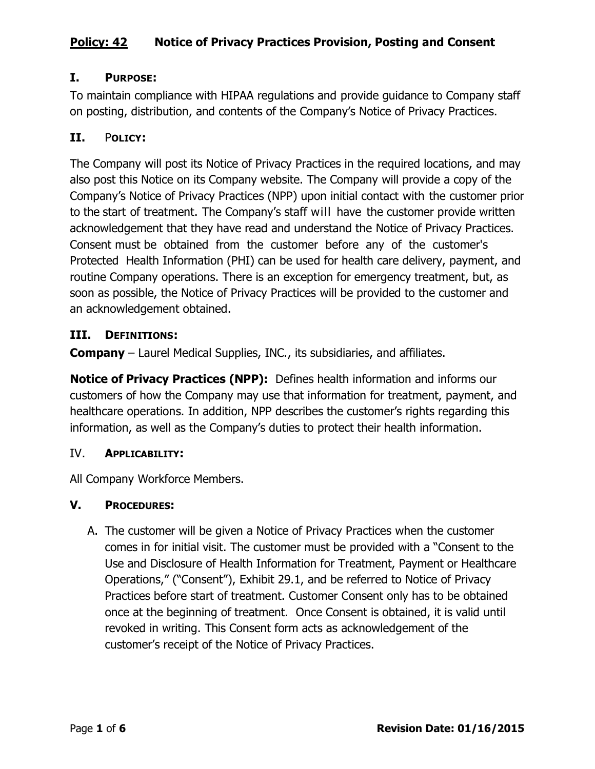# Policy: 42 Notice of Privacy Practices Provision, Posting and Consent

## I. Purpose:

To maintain compliance with HIPAA regulations and provide guidance to Company staff on posting, distribution, and contents of the Company's Notice of Privacy Practices.

## II. Policy:

The Company will post its Notice of Privacy Practices in the required locations, and may also post this Notice on its Company website. The Company will provide a copy of the Company's Notice of Privacy Practices (NPP) upon initial contact with the customer prior to the start of treatment. The Company's staff will have the customer provide written acknowledgement that they have read and understand the Notice of Privacy Practices. Consent must be obtained from the customer before any of the customer's Protected Health Information (PHI) can be used for health care delivery, payment, and routine Company operations. There is an exception for emergency treatment, but, as soon as possible, the Notice of Privacy Practices will be provided to the customer and an acknowledgement obtained.

## III. Definitions:

**Company** – Laurel Medical Supplies, INC., its subsidiaries, and affiliates.

**Notice of Privacy Practices (NPP):** Defines health information and informs our customers of how the Company may use that information for treatment, payment, and healthcare operations. In addition, NPP describes the customer's rights regarding this information, as well as the Company's duties to protect their health information.

## IV. Applicability:

All Company Workforce Members.

## V. Procedures:

A. The customer will be given a Notice of Privacy Practices when the customer comes in for initial visit. The customer must be provided with a "Consent to the Use and Disclosure of Health Information for Treatment, Payment or Healthcare Operations," ("Consent"), Exhibit 29.1, and be referred to Notice of Privacy Practices before start of treatment. Customer Consent only has to be obtained once at the beginning of treatment. Once Consent is obtained, it is valid until revoked in writing. This Consent form acts as acknowledgement of the customer's receipt of the Notice of Privacy Practices.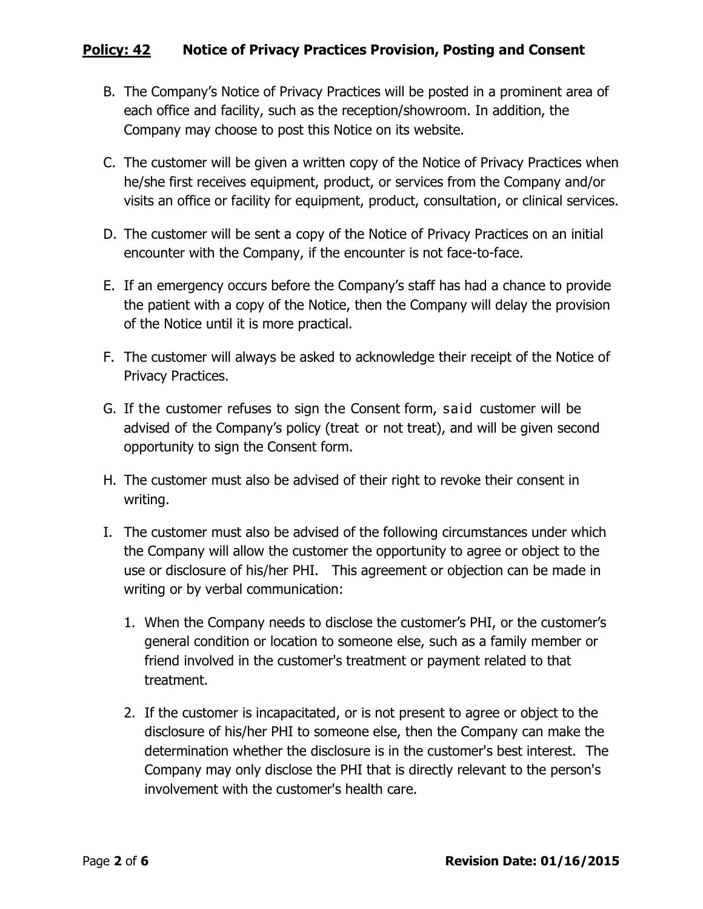B. The Company's Notice of Privacy Practices will be posted in a prominent area of each office and facility, such as the reception/showroom. In addition, the Company may choose to post this Notice on its website.

C. The customer will be given a written copy of the Notice of Privacy Practices when he/she first receives equipment, product, or services from the Company and/or visits an office or facility for equipment, product, consultation, or clinical services.

D. The customer will be sent a copy of the Notice of Privacy Practices on an initial encounter with the Company, if the encounter is not face-to-face.

E. If an emergency occurs before the Company's staff has had a chance to provide the patient with a copy of the Notice, then the Company will delay the provision of the Notice until it is more practical.

F. The customer will always be asked to acknowledge their receipt of the Notice of Privacy Practices.

G. If the customer refuses to sign the Consent form, said customer will be advised of the Company's policy (treat or not treat), and will be given second opportunity to sign the Consent form.

H. The customer must also be advised of their right to revoke their consent in writing.

I. The customer must also be advised of the following circumstances under which the Company will allow the customer the opportunity to agree or object to the use or disclosure of his/her PHI. This agreement or objection can be made in writing or by verbal communication:

   1. When the Company needs to disclose the customer's PHI, or the customer's general condition or location to someone else, such as a family member or friend involved in the customer's treatment or payment related to that treatment.

   2. If the customer is incapacitated, or is not present to agree or object to the disclosure of his/her PHI to someone else, then the Company can make the determination whether the disclosure is in the customer's best interest. The Company may only disclose the PHI that is directly relevant to the person's involvement with the customer's health care.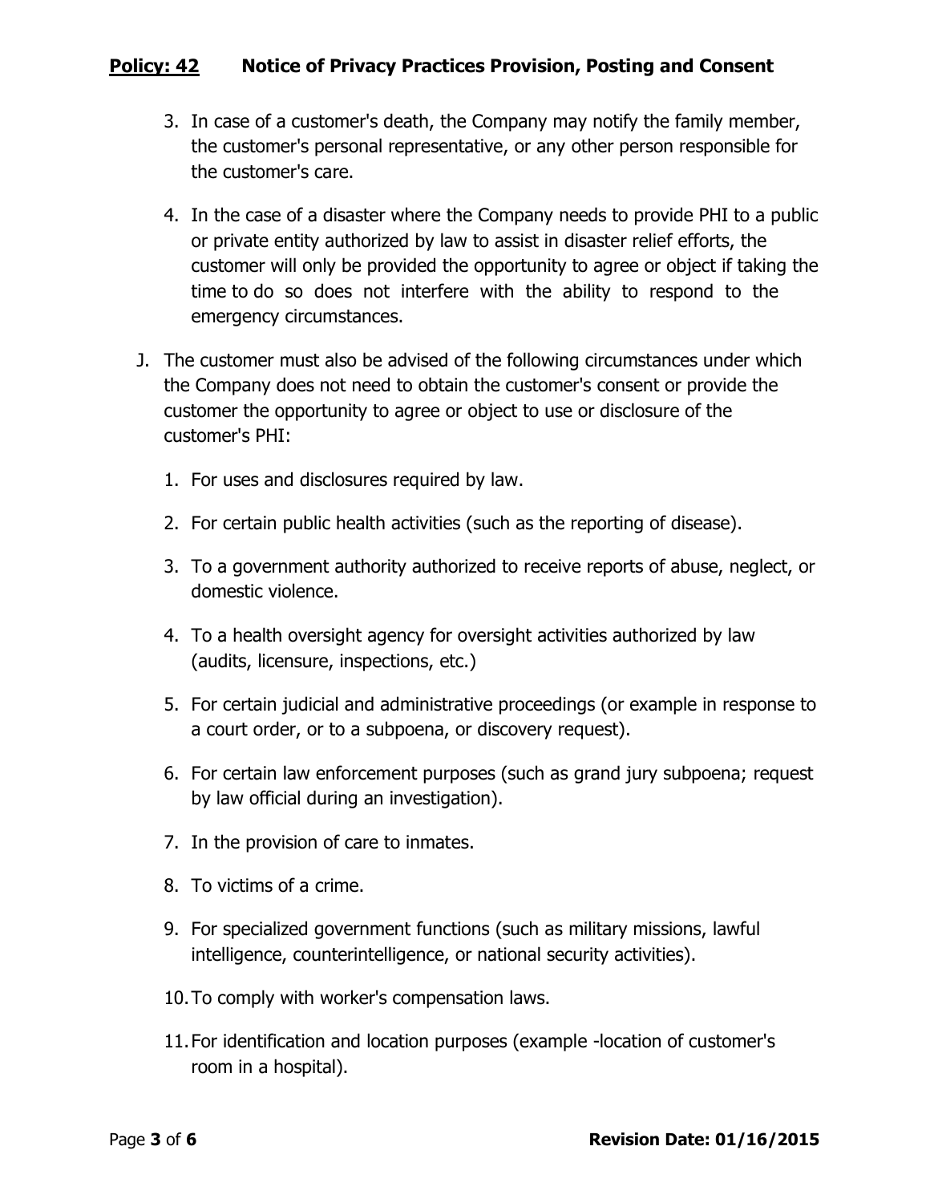3. In case of a customer's death, the Company may notify the family member, the customer's personal representative, or any other person responsible for the customer's care.

4. In the case of a disaster where the Company needs to provide PHI to a public or private entity authorized by law to assist in disaster relief efforts, the customer will only be provided the opportunity to agree or object if taking the time to do so does not interfere with the ability to respond to the emergency circumstances.

J. The customer must also be advised of the following circumstances under which the Company does not need to obtain the customer's consent or provide the customer the opportunity to agree or object to use or disclosure of the customer's PHI:

1. For uses and disclosures required by law.

2. For certain public health activities (such as the reporting of disease).

3. To a government authority authorized to receive reports of abuse, neglect, or domestic violence.

4. To a health oversight agency for oversight activities authorized by law (audits, licensure, inspections, etc.)

5. For certain judicial and administrative proceedings (or example in response to a court order, or to a subpoena, or discovery request).

6. For certain law enforcement purposes (such as grand jury subpoena; request by law official during an investigation).

7. In the provision of care to inmates.

8. To victims of a crime.

9. For specialized government functions (such as military missions, lawful intelligence, counterintelligence, or national security activities).

10. To comply with worker's compensation laws.

11. For identification and location purposes (example -location of customer's room in a hospital).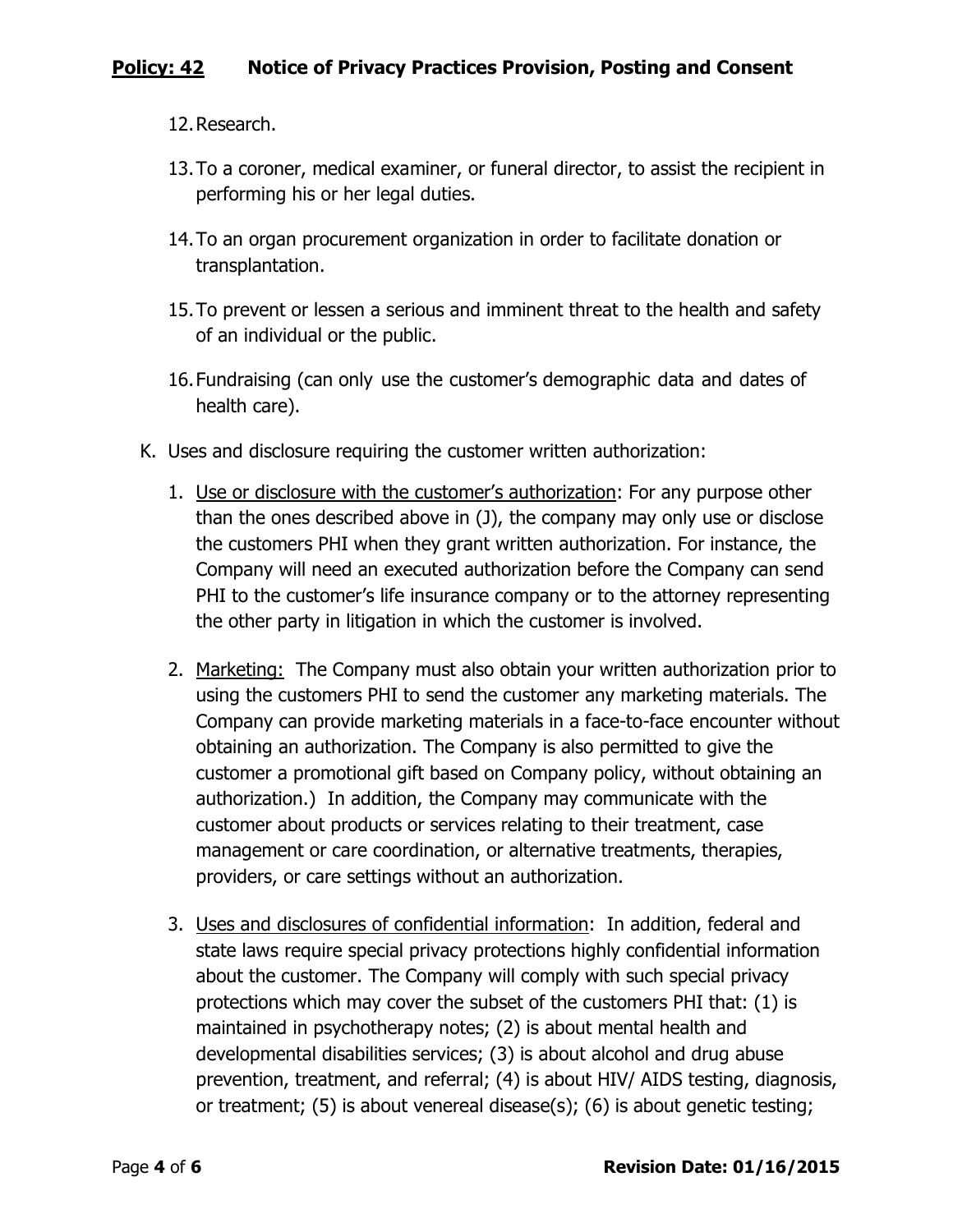12. Research.
13. To a coroner, medical examiner, or funeral director, to assist the recipient in performing his or her legal duties.
14. To an organ procurement organization in order to facilitate donation or transplantation.
15. To prevent or lessen a serious and imminent threat to the health and safety of an individual or the public.
16. Fundraising (can only use the customer's demographic data and dates of health care).

K. Uses and disclosure requiring the customer written authorization:

1. Use or disclosure with the customer's authorization: For any purpose other than the ones described above in (J), the company may only use or disclose the customers PHI when they grant written authorization. For instance, the Company will need an executed authorization before the Company can send PHI to the customer's life insurance company or to the attorney representing the other party in litigation in which the customer is involved.
2. Marketing: The Company must also obtain your written authorization prior to using the customers PHI to send the customer any marketing materials. The Company can provide marketing materials in a face-to-face encounter without obtaining an authorization. The Company is also permitted to give the customer a promotional gift based on Company policy, without obtaining an authorization.) In addition, the Company may communicate with the customer about products or services relating to their treatment, case management or care coordination, or alternative treatments, therapies, providers, or care settings without an authorization.
3. Uses and disclosures of confidential information: In addition, federal and state laws require special privacy protections highly confidential information about the customer. The Company will comply with such special privacy protections which may cover the subset of the customers PHI that: (1) is maintained in psychotherapy notes; (2) is about mental health and developmental disabilities services; (3) is about alcohol and drug abuse prevention, treatment, and referral; (4) is about HIV/ AIDS testing, diagnosis, or treatment; (5) is about venereal disease(s); (6) is about genetic testing;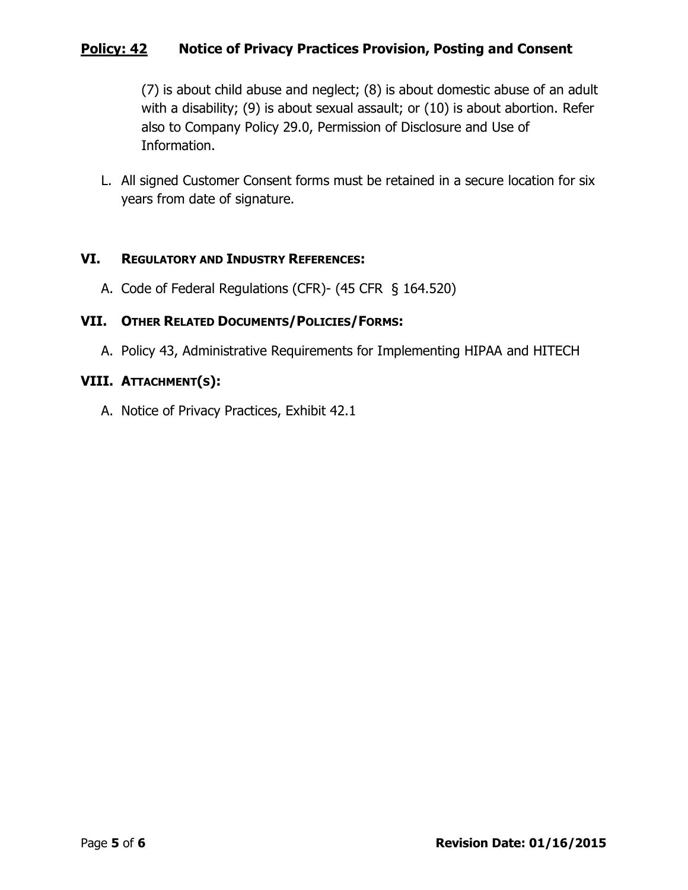(7) is about child abuse and neglect; (8) is about domestic abuse of an adult with a disability; (9) is about sexual assault; or (10) is about abortion. Refer also to Company Policy 29.0, Permission of Disclosure and Use of Information.

L. All signed Customer Consent forms must be retained in a secure location for six years from date of signature.

## VI. Regulatory and Industry References:

A. Code of Federal Regulations (CFR)- (45 CFR § 164.520)

## VII. Other Related Documents/Policies/Forms:

A. Policy 43, Administrative Requirements for Implementing HIPAA and HITECH

## VIII. Attachment(s):

A. Notice of Privacy Practices, Exhibit 42.1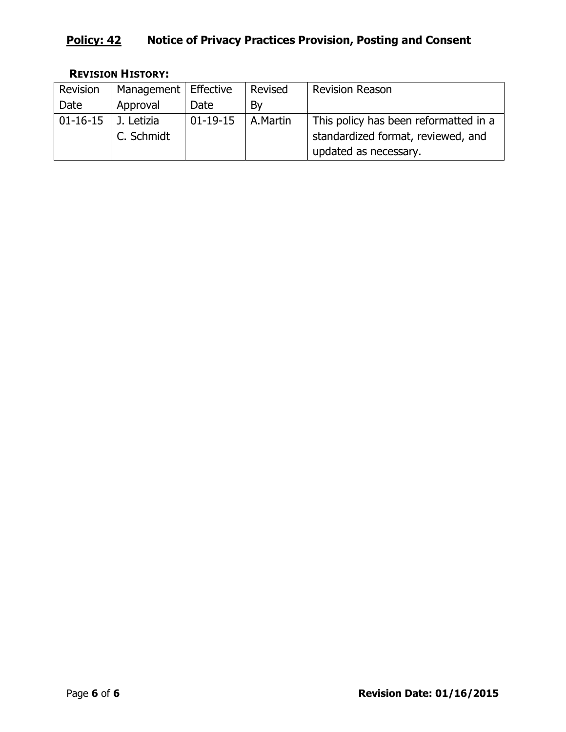**REVISION HISTORY:**

| Revision Date | Management Approval | Effective Date | Revised By | Revision Reason |
|---|---|---|---|---|
| 01-16-15 | J. Letizia<br>C. Schmidt | 01-19-15 | A.Martin | This policy has been reformatted in a standardized format, reviewed, and updated as necessary. |